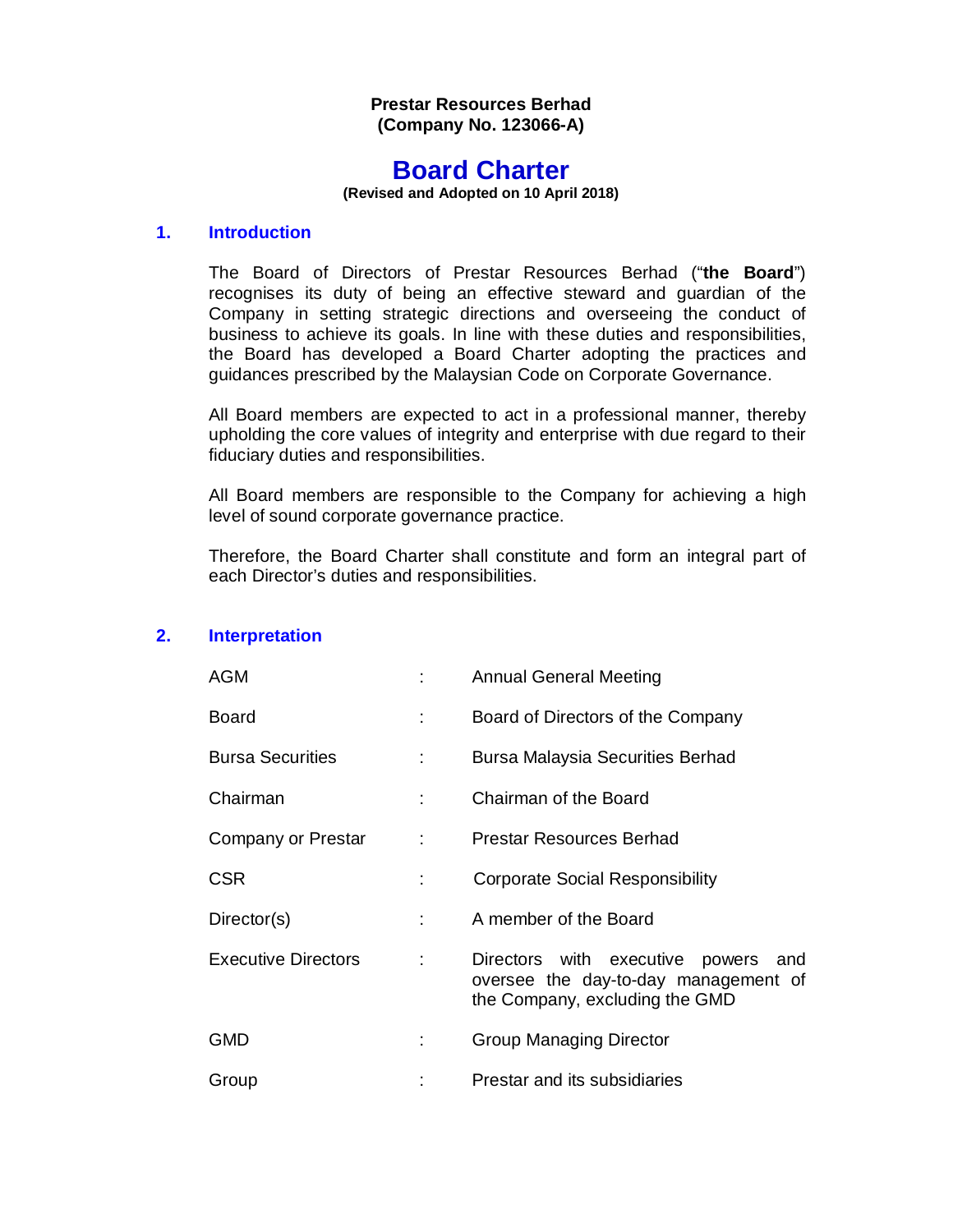**Prestar Resources Berhad**
**(Company No. 123066-A)**

# Board Charter

**(Revised and Adopted on 10 April 2018)**

## 1. Introduction

The Board of Directors of Prestar Resources Berhad ("**the Board**") recognises its duty of being an effective steward and guardian of the Company in setting strategic directions and overseeing the conduct of business to achieve its goals. In line with these duties and responsibilities, the Board has developed a Board Charter adopting the practices and guidances prescribed by the Malaysian Code on Corporate Governance.

All Board members are expected to act in a professional manner, thereby upholding the core values of integrity and enterprise with due regard to their fiduciary duties and responsibilities.

All Board members are responsible to the Company for achieving a high level of sound corporate governance practice.

Therefore, the Board Charter shall constitute and form an integral part of each Director's duties and responsibilities.

## 2. Interpretation

| Term | | Definition |
|---|---|---|
| AGM | : | Annual General Meeting |
| Board | : | Board of Directors of the Company |
| Bursa Securities | : | Bursa Malaysia Securities Berhad |
| Chairman | : | Chairman of the Board |
| Company or Prestar | : | Prestar Resources Berhad |
| CSR | : | Corporate Social Responsibility |
| Director(s) | : | A member of the Board |
| Executive Directors | : | Directors with executive powers and oversee the day-to-day management of the Company, excluding the GMD |
| GMD | : | Group Managing Director |
| Group | : | Prestar and its subsidiaries |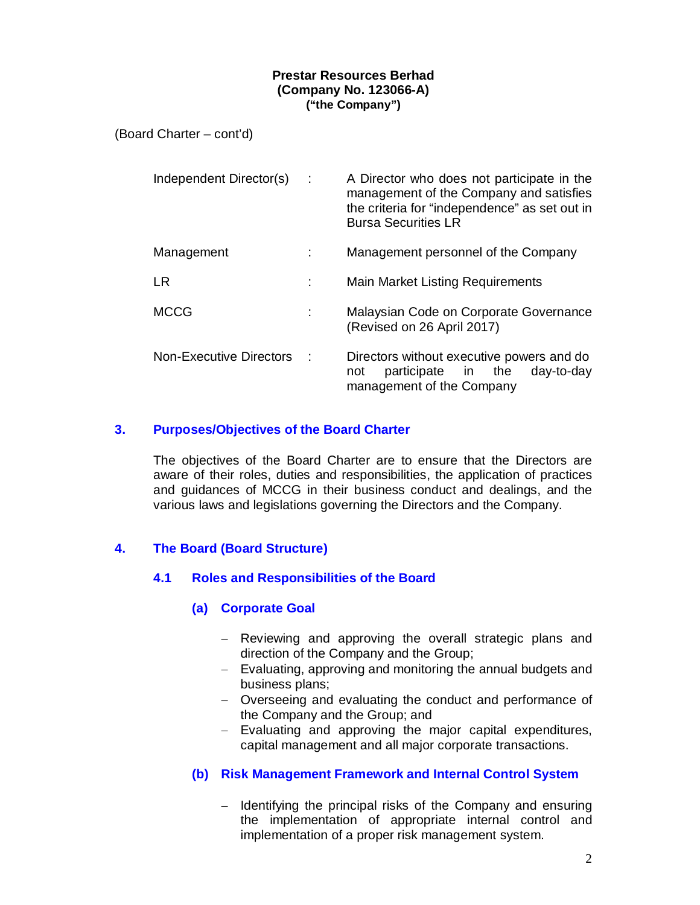**Prestar Resources Berhad**
**(Company No. 123066-A)**
**("the Company")**

(Board Charter – cont'd)

| | | |
|---|---|---|
| Independent Director(s) | : | A Director who does not participate in the management of the Company and satisfies the criteria for "independence" as set out in Bursa Securities LR |
| Management | : | Management personnel of the Company |
| LR | : | Main Market Listing Requirements |
| MCCG | : | Malaysian Code on Corporate Governance (Revised on 26 April 2017) |
| Non-Executive Directors | : | Directors without executive powers and do not participate in the day-to-day management of the Company |

## 3. Purposes/Objectives of the Board Charter

The objectives of the Board Charter are to ensure that the Directors are aware of their roles, duties and responsibilities, the application of practices and guidances of MCCG in their business conduct and dealings, and the various laws and legislations governing the Directors and the Company.

## 4. The Board (Board Structure)

### 4.1 Roles and Responsibilities of the Board

#### (a) Corporate Goal

- Reviewing and approving the overall strategic plans and direction of the Company and the Group;
- Evaluating, approving and monitoring the annual budgets and business plans;
- Overseeing and evaluating the conduct and performance of the Company and the Group; and
- Evaluating and approving the major capital expenditures, capital management and all major corporate transactions.

#### (b) Risk Management Framework and Internal Control System

- Identifying the principal risks of the Company and ensuring the implementation of appropriate internal control and implementation of a proper risk management system.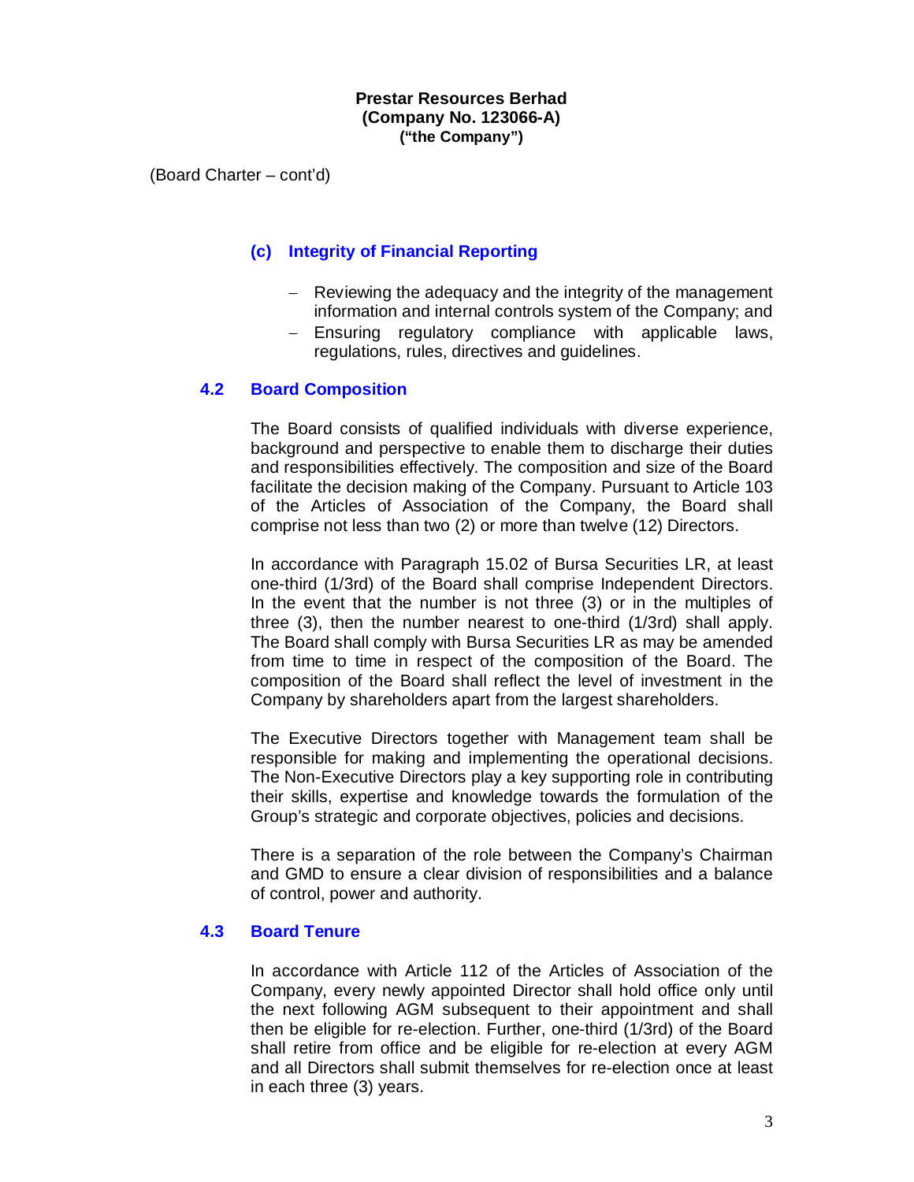**Prestar Resources Berhad**
**(Company No. 123066-A)**
**("the Company")**

(Board Charter – cont'd)

### (c) Integrity of Financial Reporting

- Reviewing the adequacy and the integrity of the management information and internal controls system of the Company; and
- Ensuring regulatory compliance with applicable laws, regulations, rules, directives and guidelines.

## 4.2 Board Composition

The Board consists of qualified individuals with diverse experience, background and perspective to enable them to discharge their duties and responsibilities effectively. The composition and size of the Board facilitate the decision making of the Company. Pursuant to Article 103 of the Articles of Association of the Company, the Board shall comprise not less than two (2) or more than twelve (12) Directors.

In accordance with Paragraph 15.02 of Bursa Securities LR, at least one-third (1/3rd) of the Board shall comprise Independent Directors. In the event that the number is not three (3) or in the multiples of three (3), then the number nearest to one-third (1/3rd) shall apply. The Board shall comply with Bursa Securities LR as may be amended from time to time in respect of the composition of the Board. The composition of the Board shall reflect the level of investment in the Company by shareholders apart from the largest shareholders.

The Executive Directors together with Management team shall be responsible for making and implementing the operational decisions. The Non-Executive Directors play a key supporting role in contributing their skills, expertise and knowledge towards the formulation of the Group's strategic and corporate objectives, policies and decisions.

There is a separation of the role between the Company's Chairman and GMD to ensure a clear division of responsibilities and a balance of control, power and authority.

## 4.3 Board Tenure

In accordance with Article 112 of the Articles of Association of the Company, every newly appointed Director shall hold office only until the next following AGM subsequent to their appointment and shall then be eligible for re-election. Further, one-third (1/3rd) of the Board shall retire from office and be eligible for re-election at every AGM and all Directors shall submit themselves for re-election once at least in each three (3) years.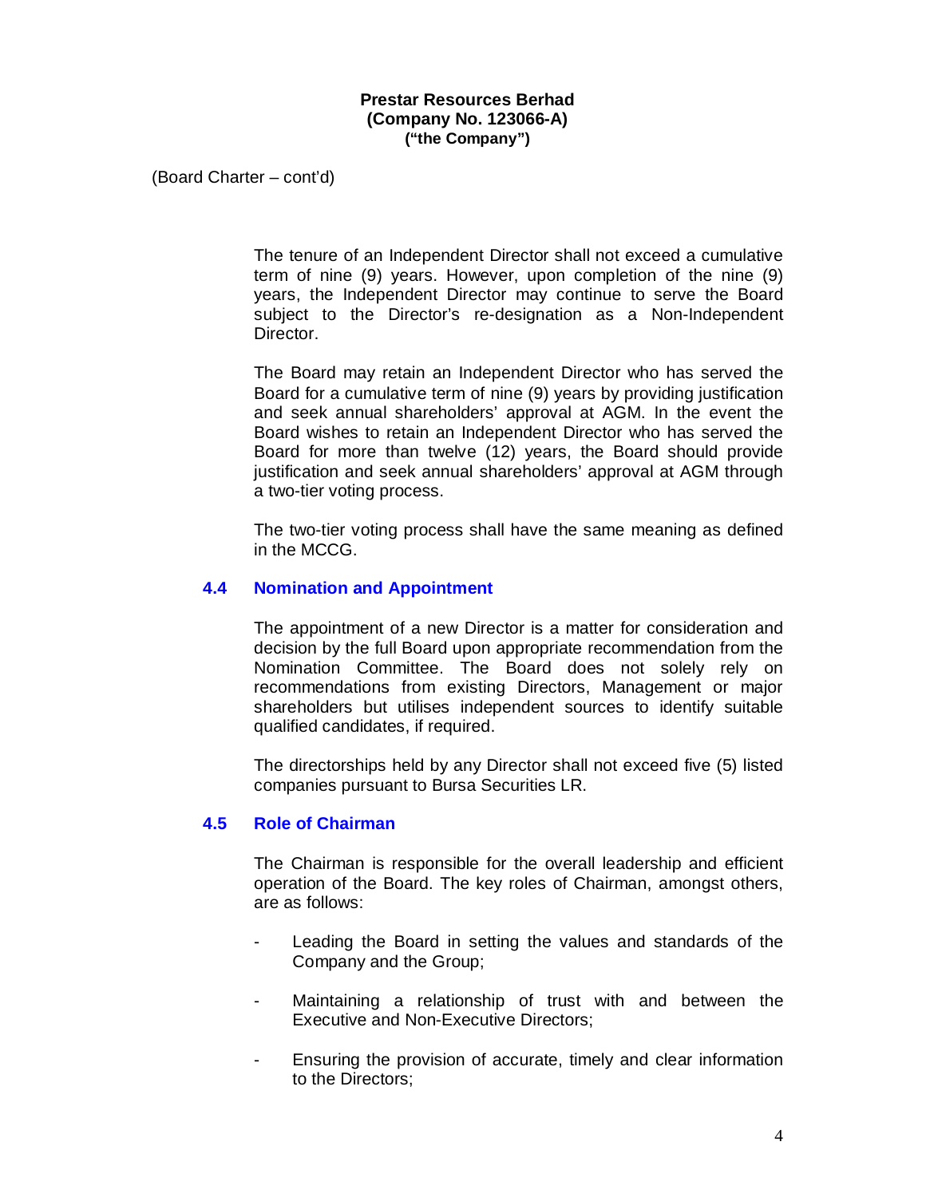(Board Charter – cont'd)

The tenure of an Independent Director shall not exceed a cumulative term of nine (9) years. However, upon completion of the nine (9) years, the Independent Director may continue to serve the Board subject to the Director's re-designation as a Non-Independent Director.

The Board may retain an Independent Director who has served the Board for a cumulative term of nine (9) years by providing justification and seek annual shareholders' approval at AGM. In the event the Board wishes to retain an Independent Director who has served the Board for more than twelve (12) years, the Board should provide justification and seek annual shareholders' approval at AGM through a two-tier voting process.

The two-tier voting process shall have the same meaning as defined in the MCCG.

### 4.4 Nomination and Appointment

The appointment of a new Director is a matter for consideration and decision by the full Board upon appropriate recommendation from the Nomination Committee. The Board does not solely rely on recommendations from existing Directors, Management or major shareholders but utilises independent sources to identify suitable qualified candidates, if required.

The directorships held by any Director shall not exceed five (5) listed companies pursuant to Bursa Securities LR.

### 4.5 Role of Chairman

The Chairman is responsible for the overall leadership and efficient operation of the Board. The key roles of Chairman, amongst others, are as follows:

- Leading the Board in setting the values and standards of the Company and the Group;
- Maintaining a relationship of trust with and between the Executive and Non-Executive Directors;
- Ensuring the provision of accurate, timely and clear information to the Directors;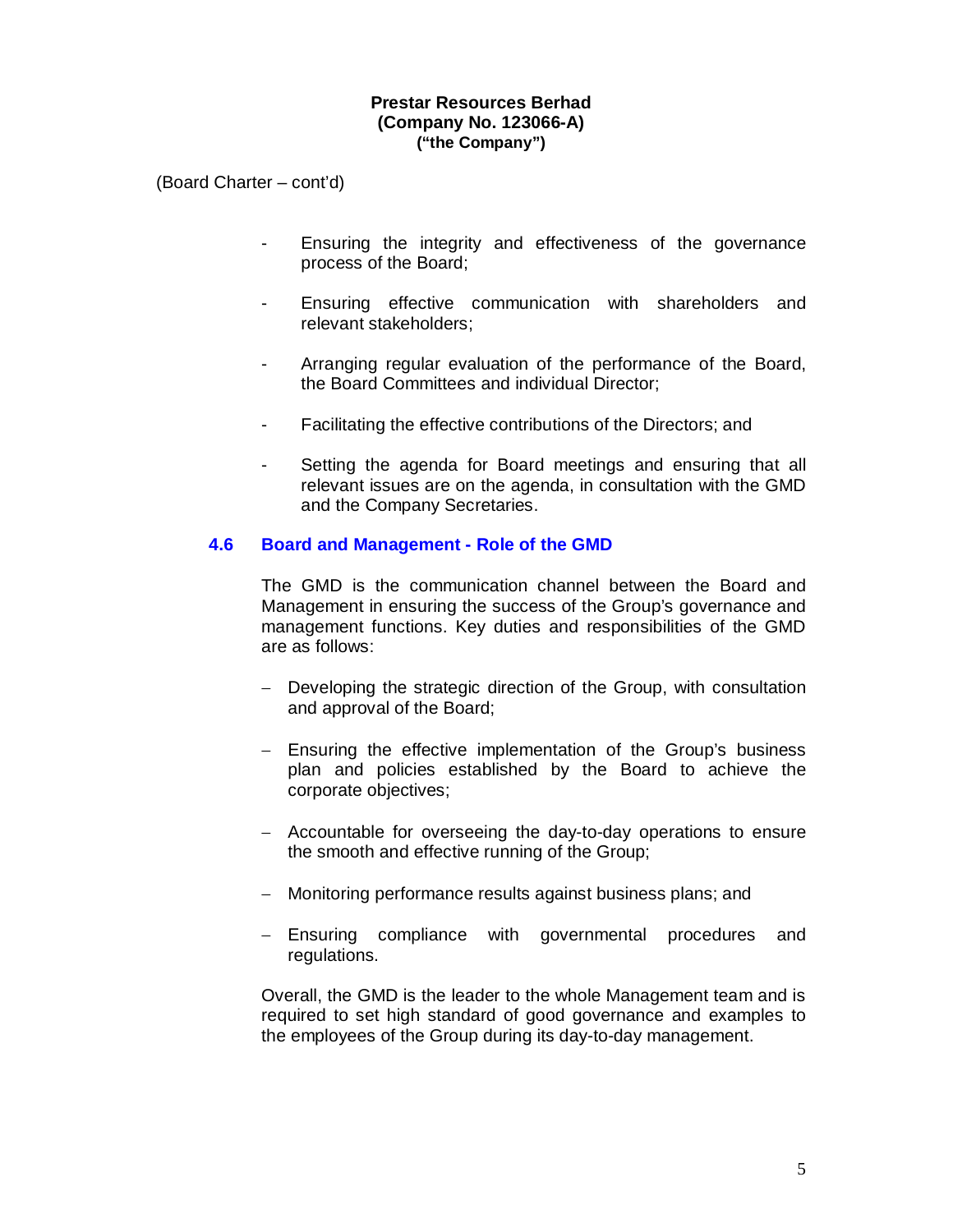**Prestar Resources Berhad**
**(Company No. 123066-A)**
**("the Company")**

(Board Charter – cont'd)

- Ensuring the integrity and effectiveness of the governance process of the Board;
- Ensuring effective communication with shareholders and relevant stakeholders;
- Arranging regular evaluation of the performance of the Board, the Board Committees and individual Director;
- Facilitating the effective contributions of the Directors; and
- Setting the agenda for Board meetings and ensuring that all relevant issues are on the agenda, in consultation with the GMD and the Company Secretaries.

### 4.6 Board and Management - Role of the GMD

The GMD is the communication channel between the Board and Management in ensuring the success of the Group's governance and management functions. Key duties and responsibilities of the GMD are as follows:

- Developing the strategic direction of the Group, with consultation and approval of the Board;
- Ensuring the effective implementation of the Group's business plan and policies established by the Board to achieve the corporate objectives;
- Accountable for overseeing the day-to-day operations to ensure the smooth and effective running of the Group;
- Monitoring performance results against business plans; and
- Ensuring compliance with governmental procedures and regulations.

Overall, the GMD is the leader to the whole Management team and is required to set high standard of good governance and examples to the employees of the Group during its day-to-day management.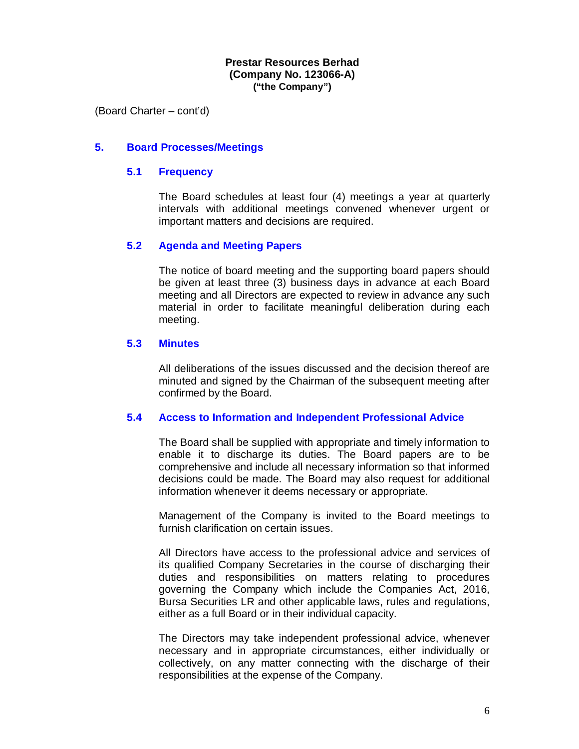**Prestar Resources Berhad**
**(Company No. 123066-A)**
**("the Company")**

(Board Charter – cont'd)

## 5. Board Processes/Meetings

### 5.1 Frequency

The Board schedules at least four (4) meetings a year at quarterly intervals with additional meetings convened whenever urgent or important matters and decisions are required.

### 5.2 Agenda and Meeting Papers

The notice of board meeting and the supporting board papers should be given at least three (3) business days in advance at each Board meeting and all Directors are expected to review in advance any such material in order to facilitate meaningful deliberation during each meeting.

### 5.3 Minutes

All deliberations of the issues discussed and the decision thereof are minuted and signed by the Chairman of the subsequent meeting after confirmed by the Board.

### 5.4 Access to Information and Independent Professional Advice

The Board shall be supplied with appropriate and timely information to enable it to discharge its duties. The Board papers are to be comprehensive and include all necessary information so that informed decisions could be made. The Board may also request for additional information whenever it deems necessary or appropriate.

Management of the Company is invited to the Board meetings to furnish clarification on certain issues.

All Directors have access to the professional advice and services of its qualified Company Secretaries in the course of discharging their duties and responsibilities on matters relating to procedures governing the Company which include the Companies Act, 2016, Bursa Securities LR and other applicable laws, rules and regulations, either as a full Board or in their individual capacity.

The Directors may take independent professional advice, whenever necessary and in appropriate circumstances, either individually or collectively, on any matter connecting with the discharge of their responsibilities at the expense of the Company.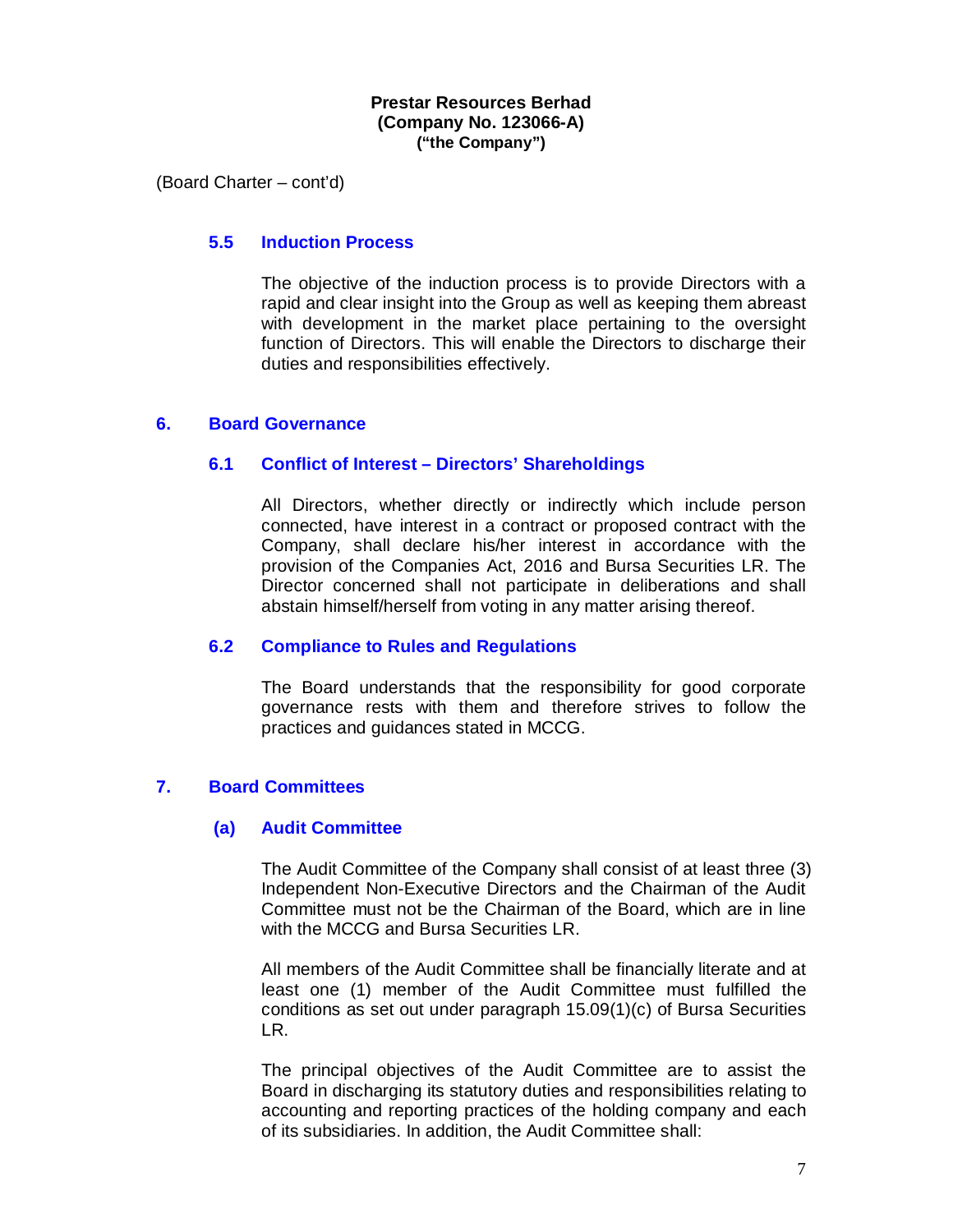**Prestar Resources Berhad**
**(Company No. 123066-A)**
**("the Company")**

(Board Charter – cont'd)

### 5.5 Induction Process

The objective of the induction process is to provide Directors with a rapid and clear insight into the Group as well as keeping them abreast with development in the market place pertaining to the oversight function of Directors. This will enable the Directors to discharge their duties and responsibilities effectively.

## 6. Board Governance

### 6.1 Conflict of Interest – Directors' Shareholdings

All Directors, whether directly or indirectly which include person connected, have interest in a contract or proposed contract with the Company, shall declare his/her interest in accordance with the provision of the Companies Act, 2016 and Bursa Securities LR. The Director concerned shall not participate in deliberations and shall abstain himself/herself from voting in any matter arising thereof.

### 6.2 Compliance to Rules and Regulations

The Board understands that the responsibility for good corporate governance rests with them and therefore strives to follow the practices and guidances stated in MCCG.

## 7. Board Committees

### (a) Audit Committee

The Audit Committee of the Company shall consist of at least three (3) Independent Non-Executive Directors and the Chairman of the Audit Committee must not be the Chairman of the Board, which are in line with the MCCG and Bursa Securities LR.

All members of the Audit Committee shall be financially literate and at least one (1) member of the Audit Committee must fulfilled the conditions as set out under paragraph 15.09(1)(c) of Bursa Securities LR.

The principal objectives of the Audit Committee are to assist the Board in discharging its statutory duties and responsibilities relating to accounting and reporting practices of the holding company and each of its subsidiaries. In addition, the Audit Committee shall: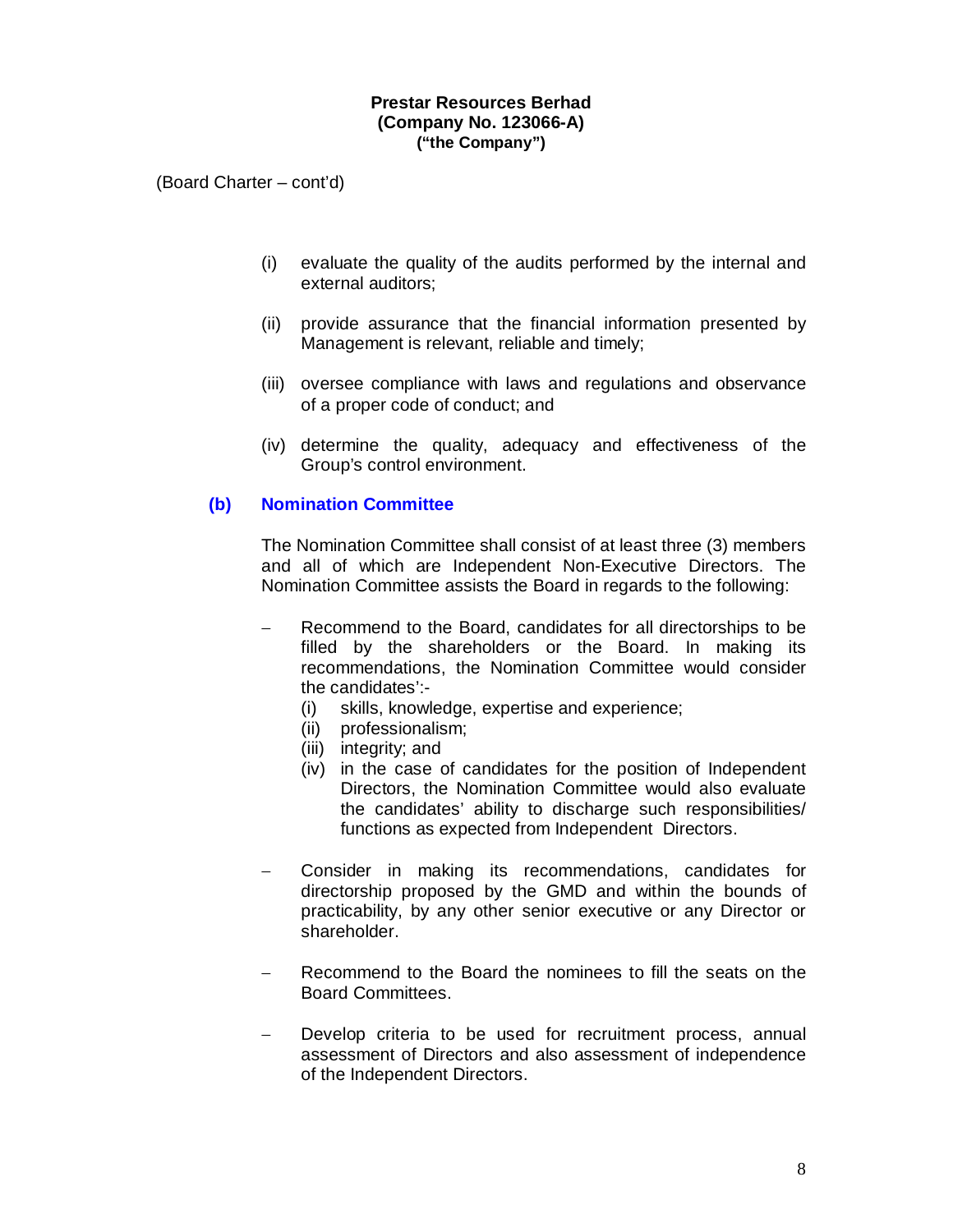**Prestar Resources Berhad**
**(Company No. 123066-A)**
**("the Company")**

(Board Charter – cont'd)

(i) evaluate the quality of the audits performed by the internal and external auditors;

(ii) provide assurance that the financial information presented by Management is relevant, reliable and timely;

(iii) oversee compliance with laws and regulations and observance of a proper code of conduct; and

(iv) determine the quality, adequacy and effectiveness of the Group's control environment.

### (b) Nomination Committee

The Nomination Committee shall consist of at least three (3) members and all of which are Independent Non-Executive Directors. The Nomination Committee assists the Board in regards to the following:

- Recommend to the Board, candidates for all directorships to be filled by the shareholders or the Board. In making its recommendations, the Nomination Committee would consider the candidates':-
  - (i) skills, knowledge, expertise and experience;
  - (ii) professionalism;
  - (iii) integrity; and
  - (iv) in the case of candidates for the position of Independent Directors, the Nomination Committee would also evaluate the candidates' ability to discharge such responsibilities/ functions as expected from Independent Directors.

- Consider in making its recommendations, candidates for directorship proposed by the GMD and within the bounds of practicability, by any other senior executive or any Director or shareholder.

- Recommend to the Board the nominees to fill the seats on the Board Committees.

- Develop criteria to be used for recruitment process, annual assessment of Directors and also assessment of independence of the Independent Directors.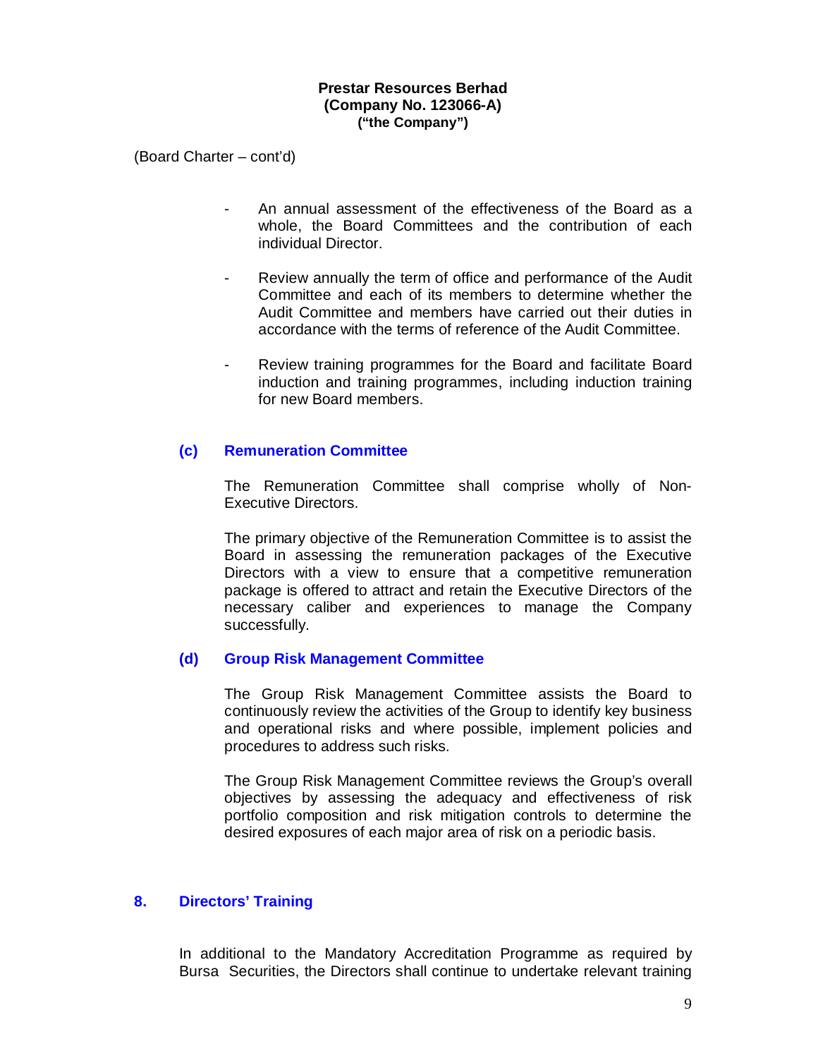(Board Charter – cont'd)

- An annual assessment of the effectiveness of the Board as a whole, the Board Committees and the contribution of each individual Director.
- Review annually the term of office and performance of the Audit Committee and each of its members to determine whether the Audit Committee and members have carried out their duties in accordance with the terms of reference of the Audit Committee.
- Review training programmes for the Board and facilitate Board induction and training programmes, including induction training for new Board members.

### (c) Remuneration Committee

The Remuneration Committee shall comprise wholly of Non-Executive Directors.

The primary objective of the Remuneration Committee is to assist the Board in assessing the remuneration packages of the Executive Directors with a view to ensure that a competitive remuneration package is offered to attract and retain the Executive Directors of the necessary caliber and experiences to manage the Company successfully.

### (d) Group Risk Management Committee

The Group Risk Management Committee assists the Board to continuously review the activities of the Group to identify key business and operational risks and where possible, implement policies and procedures to address such risks.

The Group Risk Management Committee reviews the Group's overall objectives by assessing the adequacy and effectiveness of risk portfolio composition and risk mitigation controls to determine the desired exposures of each major area of risk on a periodic basis.

## 8. Directors' Training

In additional to the Mandatory Accreditation Programme as required by Bursa Securities, the Directors shall continue to undertake relevant training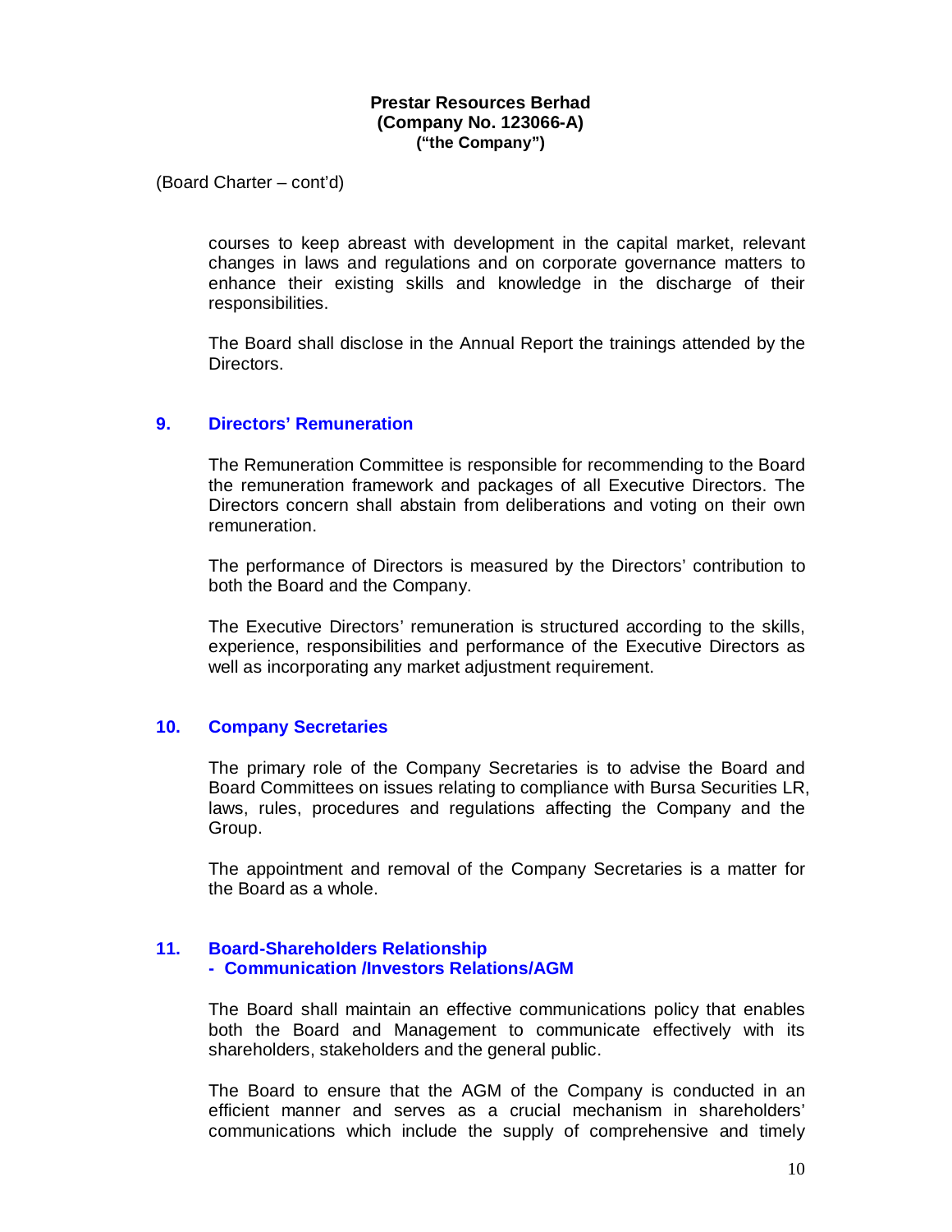(Board Charter – cont'd)

courses to keep abreast with development in the capital market, relevant changes in laws and regulations and on corporate governance matters to enhance their existing skills and knowledge in the discharge of their responsibilities.

The Board shall disclose in the Annual Report the trainings attended by the Directors.

## 9. Directors' Remuneration

The Remuneration Committee is responsible for recommending to the Board the remuneration framework and packages of all Executive Directors. The Directors concern shall abstain from deliberations and voting on their own remuneration.

The performance of Directors is measured by the Directors' contribution to both the Board and the Company.

The Executive Directors' remuneration is structured according to the skills, experience, responsibilities and performance of the Executive Directors as well as incorporating any market adjustment requirement.

## 10. Company Secretaries

The primary role of the Company Secretaries is to advise the Board and Board Committees on issues relating to compliance with Bursa Securities LR, laws, rules, procedures and regulations affecting the Company and the Group.

The appointment and removal of the Company Secretaries is a matter for the Board as a whole.

## 11. Board-Shareholders Relationship - Communication /Investors Relations/AGM

The Board shall maintain an effective communications policy that enables both the Board and Management to communicate effectively with its shareholders, stakeholders and the general public.

The Board to ensure that the AGM of the Company is conducted in an efficient manner and serves as a crucial mechanism in shareholders' communications which include the supply of comprehensive and timely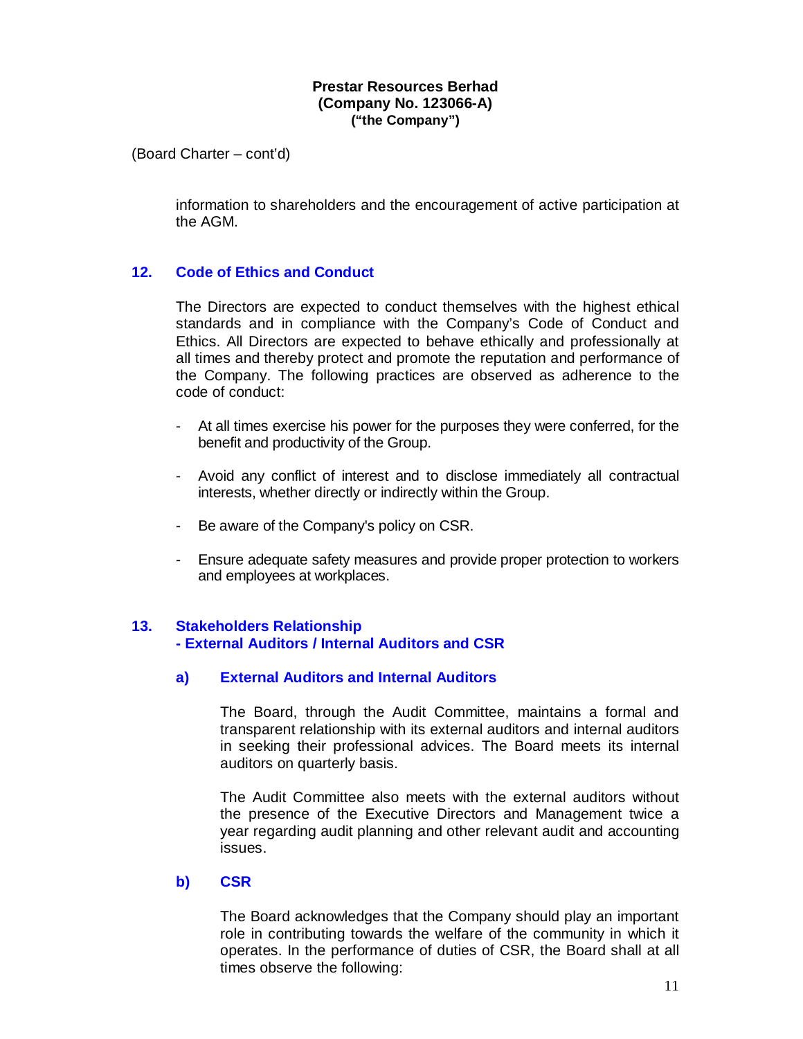(Board Charter – cont'd)

information to shareholders and the encouragement of active participation at the AGM.

## 12. Code of Ethics and Conduct

The Directors are expected to conduct themselves with the highest ethical standards and in compliance with the Company's Code of Conduct and Ethics. All Directors are expected to behave ethically and professionally at all times and thereby protect and promote the reputation and performance of the Company. The following practices are observed as adherence to the code of conduct:

- At all times exercise his power for the purposes they were conferred, for the benefit and productivity of the Group.
- Avoid any conflict of interest and to disclose immediately all contractual interests, whether directly or indirectly within the Group.
- Be aware of the Company's policy on CSR.
- Ensure adequate safety measures and provide proper protection to workers and employees at workplaces.

## 13. Stakeholders Relationship - External Auditors / Internal Auditors and CSR

### a) External Auditors and Internal Auditors

The Board, through the Audit Committee, maintains a formal and transparent relationship with its external auditors and internal auditors in seeking their professional advices. The Board meets its internal auditors on quarterly basis.

The Audit Committee also meets with the external auditors without the presence of the Executive Directors and Management twice a year regarding audit planning and other relevant audit and accounting issues.

### b) CSR

The Board acknowledges that the Company should play an important role in contributing towards the welfare of the community in which it operates. In the performance of duties of CSR, the Board shall at all times observe the following: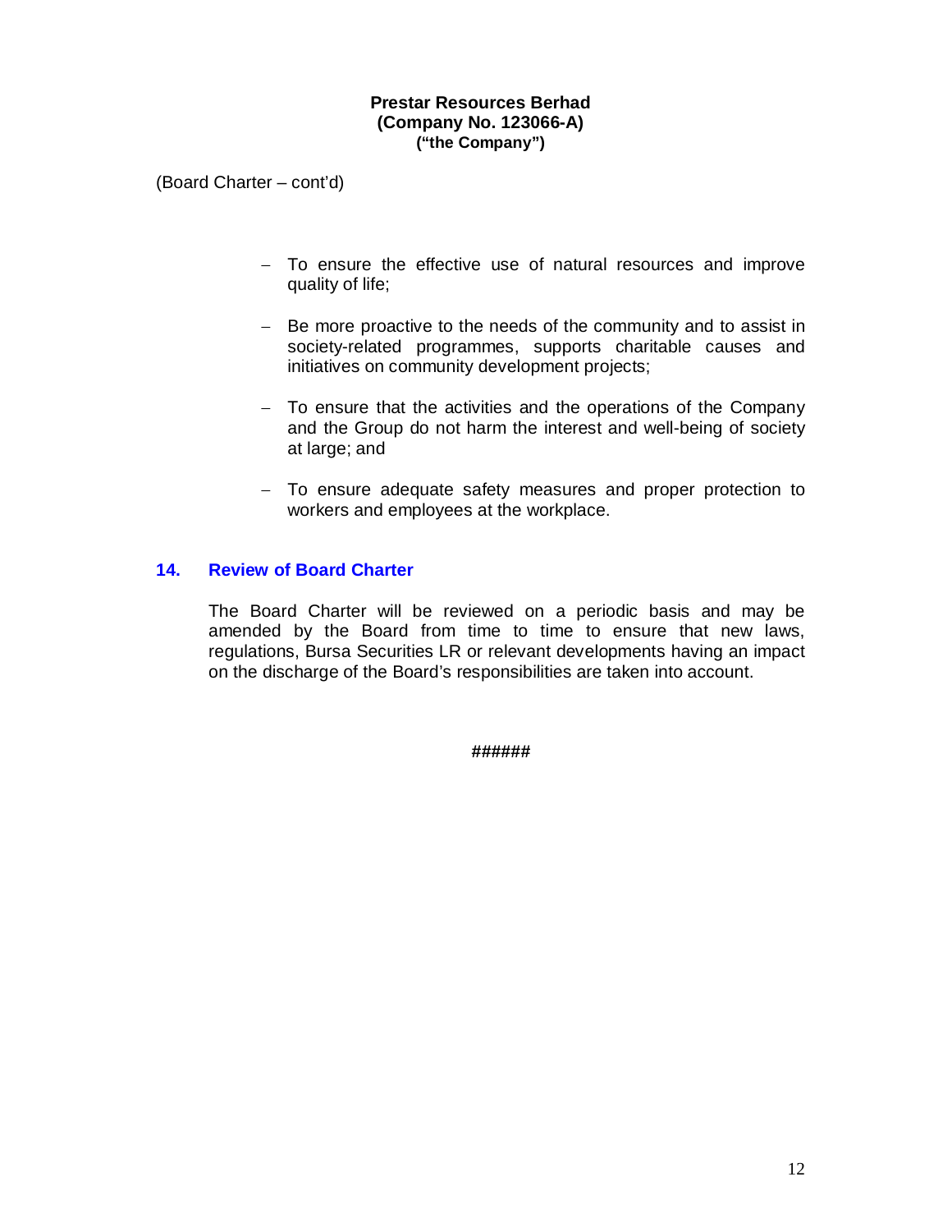**Prestar Resources Berhad**
**(Company No. 123066-A)**
**("the Company")**

(Board Charter – cont'd)

- To ensure the effective use of natural resources and improve quality of life;
- Be more proactive to the needs of the community and to assist in society-related programmes, supports charitable causes and initiatives on community development projects;
- To ensure that the activities and the operations of the Company and the Group do not harm the interest and well-being of society at large; and
- To ensure adequate safety measures and proper protection to workers and employees at the workplace.

## 14. Review of Board Charter

The Board Charter will be reviewed on a periodic basis and may be amended by the Board from time to time to ensure that new laws, regulations, Bursa Securities LR or relevant developments having an impact on the discharge of the Board's responsibilities are taken into account.

######